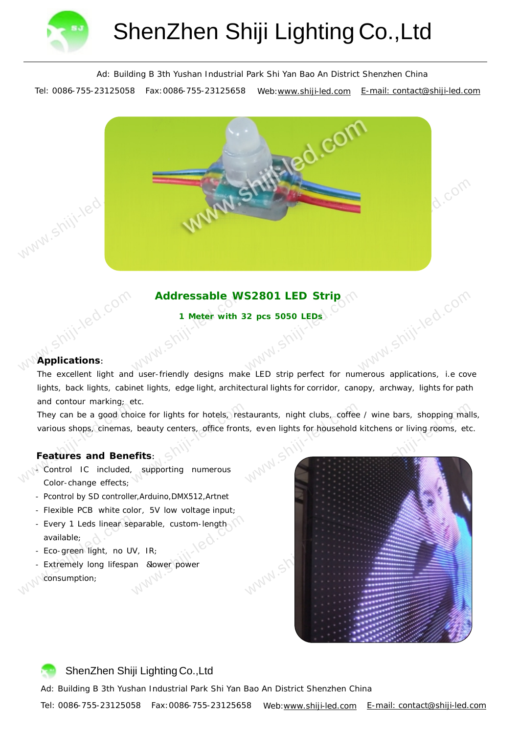# ShenZhen Shiji Lighting Co.,Ltd

Ad: Building B 3th Yushan Industrial Park Shi Yan Bao An District Shenzhen China

Tel: 0086-755-23125058 Fax: 0086-755-23125658 Web: www.shiji-led.com E-mail: contact@shiji-led.com

## Addressable WS2801 LED Strip

**1 Meter with 32 pcs 5050 LEDs**

**Applications**:

The excellent light and user-friendly designs make LED strip perfect for numerous applications, i.e cove lights, back lights, cabinet lights, edge light, architectural lights for corridor, canopy, archway, lights for path and contour marking; etc.

They can be a good choice for lights for hotels, restaurants, night clubs, coffee / wine bars, shopping malls, various shops, cinemas, beauty centers, office fronts, even lights for household kitchens or living rooms, etc.

**Features and Benefits**:

- Control IC included, supporting numerous Color-change effects;
- Pcontrol by SD controller,Arduino,DMX512,Artnet
- Flexible PCB white color, 5V low voltage input;
- Every 1 Leds linear separable, custom-length available;
- Eco-green light, no UV, IR;
- Extremely long lifespan &lower power consumption;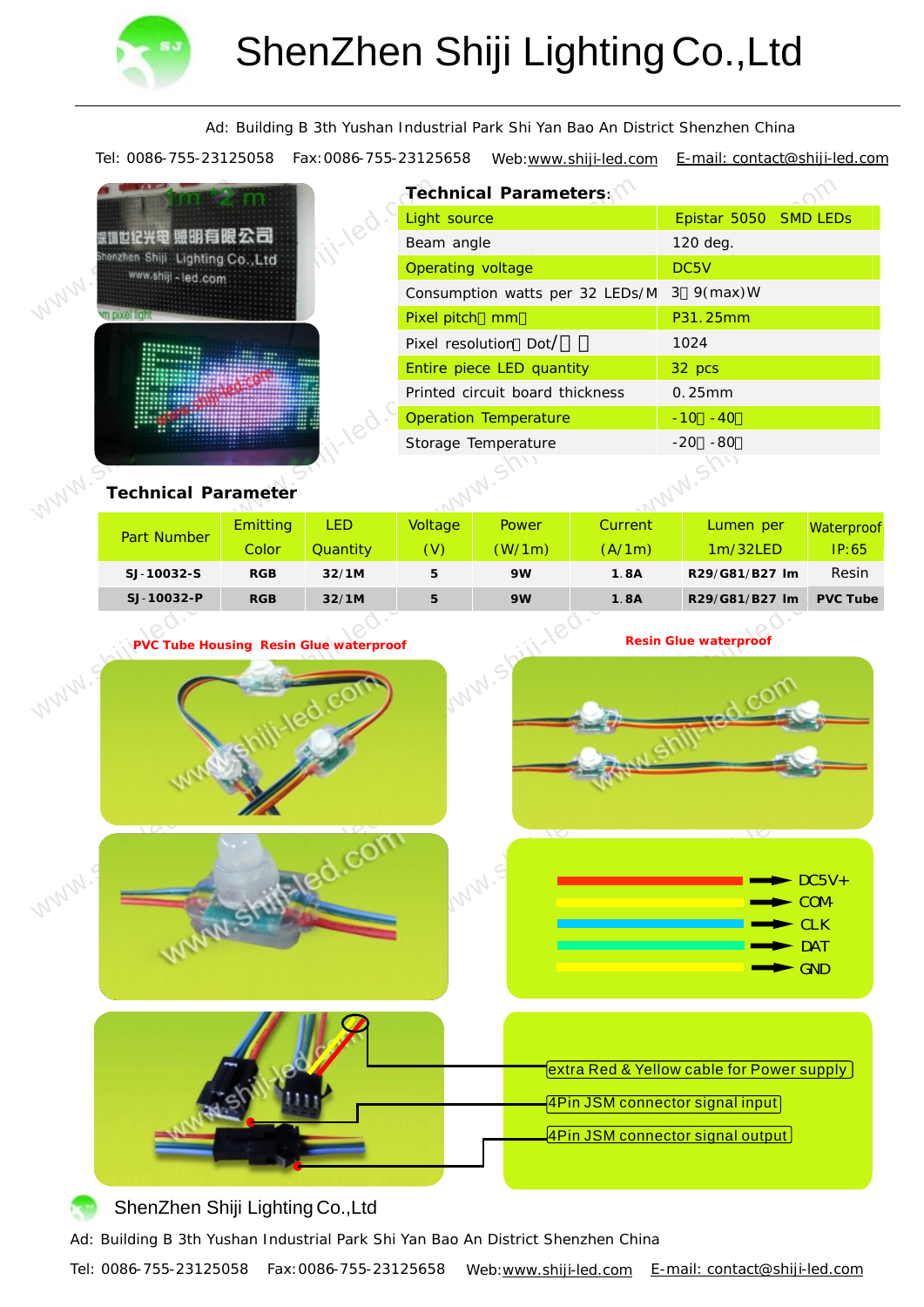# ShenZhen Shiji Lighting Co.,Ltd

Ad: Building B 3th Yushan Industrial Park Shi Yan Bao An District Shenzhen China

Tel: 0086-755-23125058 Fax:0086-755-23125658 Web:www.shiji-led.com E-mail: contact@shiji-led.com

## Technical Parameters:

| | |
|---|---|
| Light source | Epistar 5050 SMD LEDs |
| Beam angle | 120 deg. |
| Operating voltage | DC5V |
| Consumption watts per 32 LEDs/M | 3 9(max)W |
| Pixel pitch mm | P31.25mm |
| Pixel resolution Dot/ | 1024 |
| Entire piece LED quantity | 32 pcs |
| Printed circuit board thickness | 0.25mm |
| Operation Temperature | -10 -40 |
| Storage Temperature | -20 -80 |

## Technical Parameter

| Part Number | Emitting Color | LED Quantity | Voltage (V) | Power (W/1m) | Current (A/1m) | Lumen per 1m/32LED | Waterproof IP:65 |
|---|---|---|---|---|---|---|---|
| SJ-10032-S | RGB | 32/1M | 5 | 9W | 1.8A | R29/G81/B27 lm | Resin |
| SJ-10032-P | RGB | 32/1M | 5 | 9W | 1.8A | R29/G81/B27 lm | PVC Tube |

PVC Tube Housing Resin Glue waterproof

Resin Glue waterproof

DC5V+
COM
CLK
DAT
GND

extra Red & Yellow cable for Power supply

4Pin JSM connector signal input

4Pin JSM connector signal output

ShenZhen Shiji Lighting Co.,Ltd

Ad: Building B 3th Yushan Industrial Park Shi Yan Bao An District Shenzhen China

Tel: 0086-755-23125058 Fax:0086-755-23125658 Web:www.shiji-led.com E-mail: contact@shiji-led.com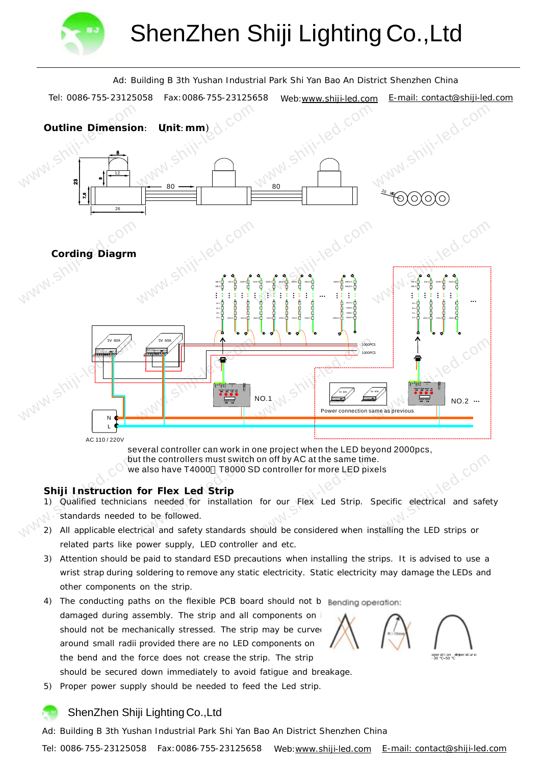# ShenZhen Shiji Lighting Co.,Ltd

Ad: Building B 3th Yushan Industrial Park Shi Yan Bao An District Shenzhen China

Tel: 0086-755-23125058  Fax: 0086-755-23125658  Web: www.shiji-led.com  E-mail: contact@shiji-led.com

**Outline Dimension**: (**Unit**: **mm**)

**Cording Diagrm**

several controller can work in one project when the LED beyond 2000pcs, but the controllers must switch on off by AC at the same time. we also have T4000、T8000 SD controller for more LED pixels

## Shiji Instruction for Flex Led Strip

1) Qualified technicians needed for installation for our Flex Led Strip. Specific electrical and safety standards needed to be followed.
2) All applicable electrical and safety standards should be considered when installing the LED strips or related parts like power supply, LED controller and etc.
3) Attention should be paid to standard ESD precautions when installing the strips. It is advised to use a wrist strap during soldering to remove any static electricity. Static electricity may damage the LEDs and other components on the strip.
4) The conducting paths on the flexible PCB board should not be damaged during assembly. The strip and all components on it should not be mechanically stressed. The strip may be curved around small radii provided there are no LED components on the bend and the force does not crease the strip. The strip should be secured down immediately to avoid fatigue and breakage.
5) Proper power supply should be needed to feed the Led strip.

Bending operation:

operation temperature: -30 ℃~50 ℃

ShenZhen Shiji Lighting Co.,Ltd

Ad: Building B 3th Yushan Industrial Park Shi Yan Bao An District Shenzhen China

Tel: 0086-755-23125058  Fax: 0086-755-23125658  Web: www.shiji-led.com  E-mail: contact@shiji-led.com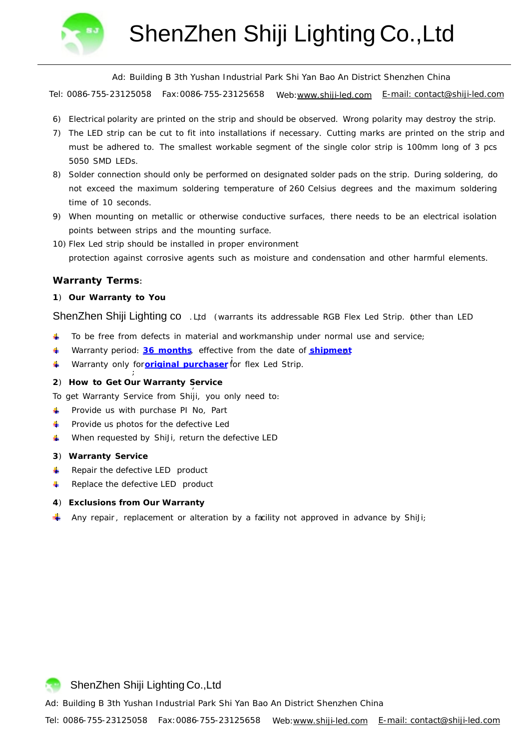6) Electrical polarity are printed on the strip and should be observed. Wrong polarity may destroy the strip.
7) The LED strip can be cut to fit into installations if necessary. Cutting marks are printed on the strip and must be adhered to. The smallest workable segment of the single color strip is 100mm long of 3 pcs 5050 SMD LEDs.
8) Solder connection should only be performed on designated solder pads on the strip. During soldering, do not exceed the maximum soldering temperature of 260 Celsius degrees and the maximum soldering time of 10 seconds.
9) When mounting on metallic or otherwise conductive surfaces, there needs to be an electrical isolation points between strips and the mounting surface.
10) Flex Led strip should be installed in proper environment
protection against corrosive agents such as moisture and condensation and other harmful elements.

**Warranty Terms**:

**1**) **Our Warranty to You**

ShenZhen Shiji Lighting co .Ltd (warrants its addressable RGB Flex Led Strip. (other than LED

- To be free from defects in material and workmanship under normal use and service;
- Warranty period: **36 months**, effective from the date of **shipment**;
- Warranty only for **original purchaser** for flex Led Strip.

**2**) **How to Get Our Warranty Service**

To get Warranty Service from Shiji, you only need to:

- Provide us with purchase PI No, Part
- Provide us photos for the defective Led
- When requested by ShiJi, return the defective LED

**3**) **Warranty Service**

- Repair the defective LED product
- Replace the defective LED product

**4**) **Exclusions from Our Warranty**

- Any repair, replacement or alteration by a facility not approved in advance by ShiJi;